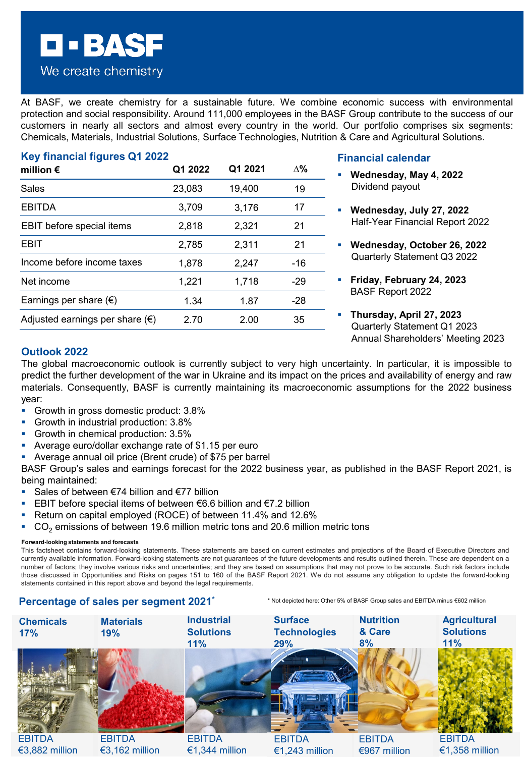# BASF

We create chemistry

At BASF, we create chemistry for a sustainable future. We combine economic success with environmental protection and social responsibility. Around 111,000 employees in the BASF Group contribute to the success of our customers in nearly all sectors and almost every country in the world. Our portfolio comprises six segments: Chemicals, Materials, Industrial Solutions, Surface Technologies, Nutrition & Care and Agricultural Solutions.

## Key financial figures Q1 2022

| million € | Q1 2022 | Q1 2021 | ∆% |
|---|---|---|---|
| Sales | 23,083 | 19,400 | 19 |
| EBITDA | 3,709 | 3,176 | 17 |
| EBIT before special items | 2,818 | 2,321 | 21 |
| EBIT | 2,785 | 2,311 | 21 |
| Income before income taxes | 1,878 | 2,247 | -16 |
| Net income | 1,221 | 1,718 | -29 |
| Earnings per share (€) | 1.34 | 1.87 | -28 |
| Adjusted earnings per share (€) | 2.70 | 2.00 | 35 |

## Financial calendar

- **Wednesday, May 4, 2022**
  Dividend payout
- **Wednesday, July 27, 2022**
  Half-Year Financial Report 2022
- **Wednesday, October 26, 2022**
  Quarterly Statement Q3 2022
- **Friday, February 24, 2023**
  BASF Report 2022
- **Thursday, April 27, 2023**
  Quarterly Statement Q1 2023
  Annual Shareholders' Meeting 2023

## Outlook 2022

The global macroeconomic outlook is currently subject to very high uncertainty. In particular, it is impossible to predict the further development of the war in Ukraine and its impact on the prices and availability of energy and raw materials. Consequently, BASF is currently maintaining its macroeconomic assumptions for the 2022 business year:

- Growth in gross domestic product: 3.8%
- Growth in industrial production: 3.8%
- Growth in chemical production: 3.5%
- Average euro/dollar exchange rate of $1.15 per euro
- Average annual oil price (Brent crude) of $75 per barrel

BASF Group's sales and earnings forecast for the 2022 business year, as published in the BASF Report 2021, is being maintained:

- Sales of between €74 billion and €77 billion
- EBIT before special items of between €6.6 billion and €7.2 billion
- Return on capital employed (ROCE) of between 11.4% and 12.6%
- $CO_2$ emissions of between 19.6 million metric tons and 20.6 million metric tons

**Forward-looking statements and forecasts**

This factsheet contains forward-looking statements. These statements are based on current estimates and projections of the Board of Executive Directors and currently available information. Forward-looking statements are not guarantees of the future developments and results outlined therein. These are dependent on a number of factors; they involve various risks and uncertainties; and they are based on assumptions that may not prove to be accurate. Such risk factors include those discussed in Opportunities and Risks on pages 151 to 160 of the BASF Report 2021. We do not assume any obligation to update the forward-looking statements contained in this report above and beyond the legal requirements.

## Percentage of sales per segment 2021*

\* Not depicted here: Other 5% of BASF Group sales and EBITDA minus €602 million

| Chemicals 17% | Materials 19% | Industrial Solutions 11% | Surface Technologies 29% | Nutrition & Care 8% | Agricultural Solutions 11% |
|---|---|---|---|---|---|
| EBITDA €3,882 million | EBITDA €3,162 million | EBITDA €1,344 million | EBITDA €1,243 million | EBITDA €967 million | EBITDA €1,358 million |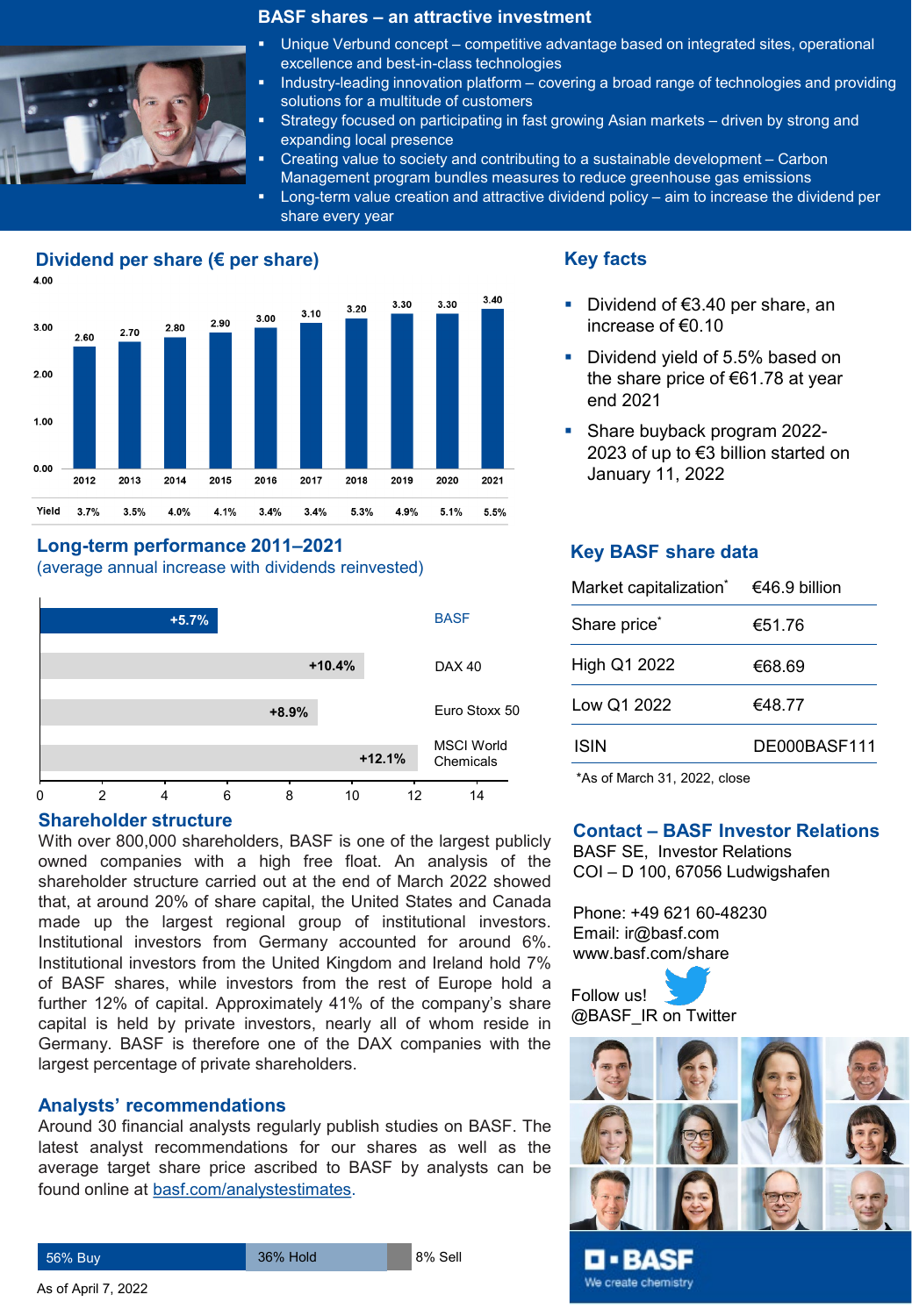## BASF shares – an attractive investment

- Unique Verbund concept – competitive advantage based on integrated sites, operational excellence and best-in-class technologies
- Industry-leading innovation platform – covering a broad range of technologies and providing solutions for a multitude of customers
- Strategy focused on participating in fast growing Asian markets – driven by strong and expanding local presence
- Creating value to society and contributing to a sustainable development – Carbon Management program bundles measures to reduce greenhouse gas emissions
- Long-term value creation and attractive dividend policy – aim to increase the dividend per share every year

## Dividend per share (€ per share)

4.00
3.00
2.00
1.00
0.00

2012: 2.60
2013: 2.70
2014: 2.80
2015: 2.90
2016: 3.00
2017: 3.10
2018: 3.20
2019: 3.30
2020: 3.30
2021: 3.40

Yield: 3.7% 3.5% 4.0% 4.1% 3.4% 3.4% 5.3% 4.9% 5.1% 5.5%

## Key facts

- Dividend of €3.40 per share, an increase of €0.10
- Dividend yield of 5.5% based on the share price of €61.78 at year end 2021
- Share buyback program 2022-2023 of up to €3 billion started on January 11, 2022

## Long-term performance 2011–2021

(average annual increase with dividends reinvested)

BASF +5.7%
DAX 40 +10.4%
Euro Stoxx 50 +8.9%
MSCI World Chemicals +12.1%

0 2 4 6 8 10 12 14

## Key BASF share data

| | |
|---|---|
| Market capitalization* | €46.9 billion |
| Share price* | €51.76 |
| High Q1 2022 | €68.69 |
| Low Q1 2022 | €48.77 |
| ISIN | DE000BASF111 |

*As of March 31, 2022, close

## Shareholder structure

With over 800,000 shareholders, BASF is one of the largest publicly owned companies with a high free float. An analysis of the shareholder structure carried out at the end of March 2022 showed that, at around 20% of share capital, the United States and Canada made up the largest regional group of institutional investors. Institutional investors from Germany accounted for around 6%. Institutional investors from the United Kingdom and Ireland hold 7% of BASF shares, while investors from the rest of Europe hold a further 12% of capital. Approximately 41% of the company's share capital is held by private investors, nearly all of whom reside in Germany. BASF is therefore one of the DAX companies with the largest percentage of private shareholders.

## Contact – BASF Investor Relations

BASF SE, Investor Relations
COI – D 100, 67056 Ludwigshafen

Phone: +49 621 60-48230
Email: ir@basf.com
www.basf.com/share

Follow us!
@BASF_IR on Twitter

## Analysts' recommendations

Around 30 financial analysts regularly publish studies on BASF. The latest analyst recommendations for our shares as well as the average target share price ascribed to BASF by analysts can be found online at basf.com/analystestimates.

56% Buy | 36% Hold | 8% Sell

As of April 7, 2022

BASF
We create chemistry